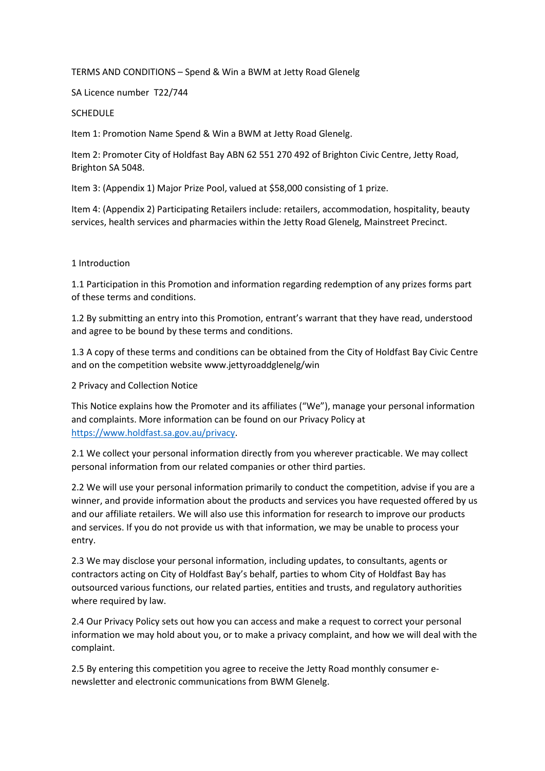TERMS AND CONDITIONS – Spend & Win a BWM at Jetty Road Glenelg

SA Licence number T22/744

SCHEDULE

Item 1: Promotion Name Spend & Win a BWM at Jetty Road Glenelg.

Item 2: Promoter City of Holdfast Bay ABN 62 551 270 492 of Brighton Civic Centre, Jetty Road, Brighton SA 5048.

Item 3: (Appendix 1) Major Prize Pool, valued at $58,000 consisting of 1 prize.

Item 4: (Appendix 2) Participating Retailers include: retailers, accommodation, hospitality, beauty services, health services and pharmacies within the Jetty Road Glenelg, Mainstreet Precinct.

1 Introduction

1.1 Participation in this Promotion and information regarding redemption of any prizes forms part of these terms and conditions.

1.2 By submitting an entry into this Promotion, entrant's warrant that they have read, understood and agree to be bound by these terms and conditions.

1.3 A copy of these terms and conditions can be obtained from the City of Holdfast Bay Civic Centre and on the competition website www.jettyroaddglenelg/win

2 Privacy and Collection Notice

This Notice explains how the Promoter and its affiliates ("We"), manage your personal information and complaints. More information can be found on our Privacy Policy at https://www.holdfast.sa.gov.au/privacy.

2.1 We collect your personal information directly from you wherever practicable. We may collect personal information from our related companies or other third parties.

2.2 We will use your personal information primarily to conduct the competition, advise if you are a winner, and provide information about the products and services you have requested offered by us and our affiliate retailers. We will also use this information for research to improve our products and services. If you do not provide us with that information, we may be unable to process your entry.

2.3 We may disclose your personal information, including updates, to consultants, agents or contractors acting on City of Holdfast Bay's behalf, parties to whom City of Holdfast Bay has outsourced various functions, our related parties, entities and trusts, and regulatory authorities where required by law.

2.4 Our Privacy Policy sets out how you can access and make a request to correct your personal information we may hold about you, or to make a privacy complaint, and how we will deal with the complaint.

2.5 By entering this competition you agree to receive the Jetty Road monthly consumer e-newsletter and electronic communications from BWM Glenelg.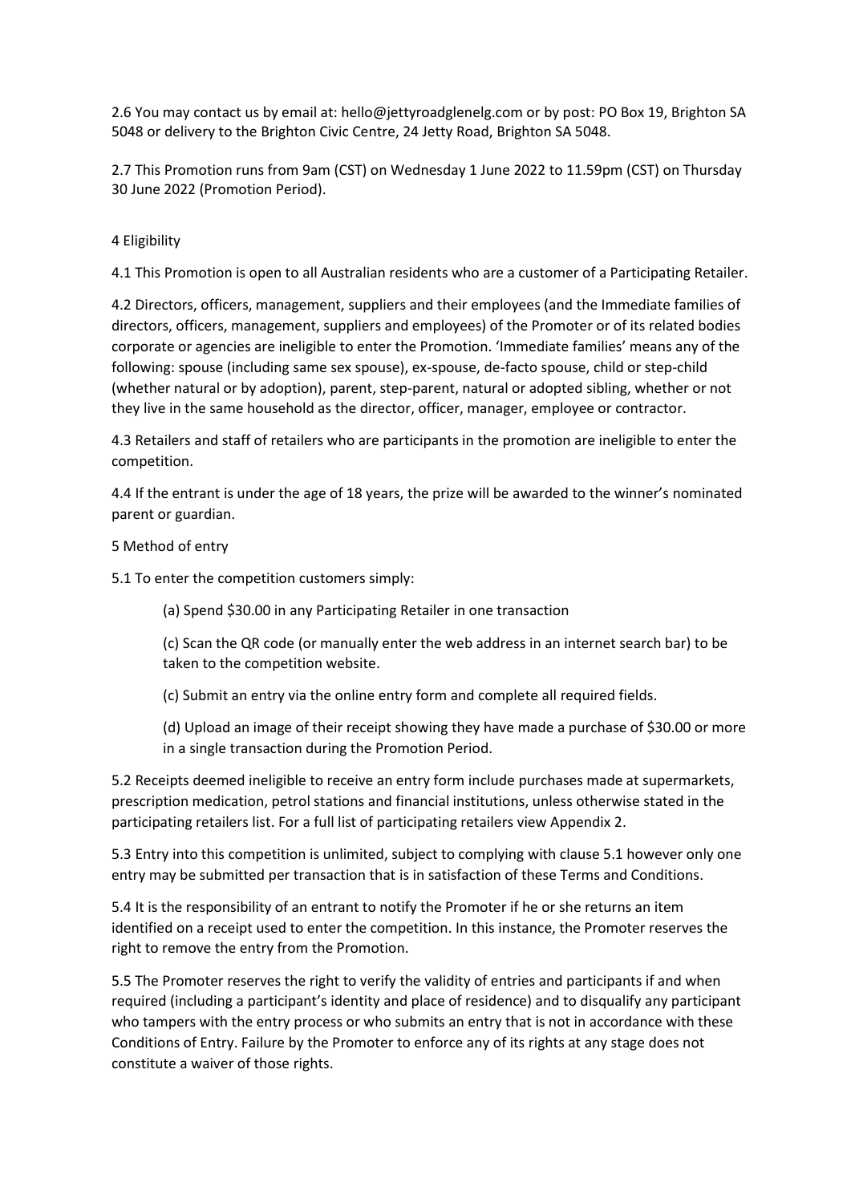2.6 You may contact us by email at: hello@jettyroadglenelg.com or by post: PO Box 19, Brighton SA 5048 or delivery to the Brighton Civic Centre, 24 Jetty Road, Brighton SA 5048.

2.7 This Promotion runs from 9am (CST) on Wednesday 1 June 2022 to 11.59pm (CST) on Thursday 30 June 2022 (Promotion Period).

## 4 Eligibility

4.1 This Promotion is open to all Australian residents who are a customer of a Participating Retailer.

4.2 Directors, officers, management, suppliers and their employees (and the Immediate families of directors, officers, management, suppliers and employees) of the Promoter or of its related bodies corporate or agencies are ineligible to enter the Promotion. 'Immediate families' means any of the following: spouse (including same sex spouse), ex-spouse, de-facto spouse, child or step-child (whether natural or by adoption), parent, step-parent, natural or adopted sibling, whether or not they live in the same household as the director, officer, manager, employee or contractor.

4.3 Retailers and staff of retailers who are participants in the promotion are ineligible to enter the competition.

4.4 If the entrant is under the age of 18 years, the prize will be awarded to the winner's nominated parent or guardian.

## 5 Method of entry

5.1 To enter the competition customers simply:

(a) Spend $30.00 in any Participating Retailer in one transaction

(c) Scan the QR code (or manually enter the web address in an internet search bar) to be taken to the competition website.

(c) Submit an entry via the online entry form and complete all required fields.

(d) Upload an image of their receipt showing they have made a purchase of $30.00 or more in a single transaction during the Promotion Period.

5.2 Receipts deemed ineligible to receive an entry form include purchases made at supermarkets, prescription medication, petrol stations and financial institutions, unless otherwise stated in the participating retailers list. For a full list of participating retailers view Appendix 2.

5.3 Entry into this competition is unlimited, subject to complying with clause 5.1 however only one entry may be submitted per transaction that is in satisfaction of these Terms and Conditions.

5.4 It is the responsibility of an entrant to notify the Promoter if he or she returns an item identified on a receipt used to enter the competition. In this instance, the Promoter reserves the right to remove the entry from the Promotion.

5.5 The Promoter reserves the right to verify the validity of entries and participants if and when required (including a participant's identity and place of residence) and to disqualify any participant who tampers with the entry process or who submits an entry that is not in accordance with these Conditions of Entry. Failure by the Promoter to enforce any of its rights at any stage does not constitute a waiver of those rights.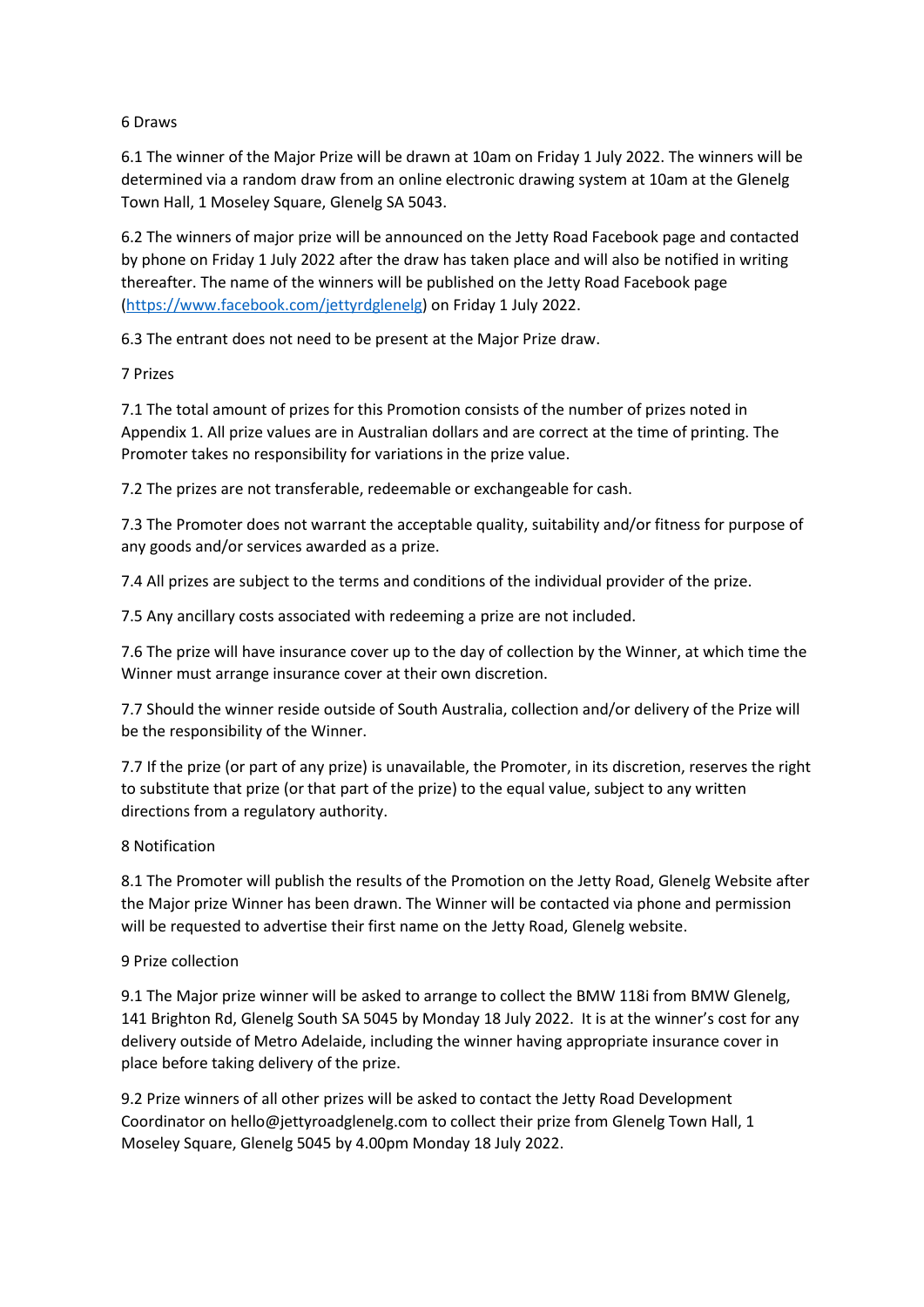## 6 Draws

6.1 The winner of the Major Prize will be drawn at 10am on Friday 1 July 2022. The winners will be determined via a random draw from an online electronic drawing system at 10am at the Glenelg Town Hall, 1 Moseley Square, Glenelg SA 5043.

6.2 The winners of major prize will be announced on the Jetty Road Facebook page and contacted by phone on Friday 1 July 2022 after the draw has taken place and will also be notified in writing thereafter. The name of the winners will be published on the Jetty Road Facebook page ([https://www.facebook.com/jettyrdglenelg](https://www.facebook.com/jettyrdglenelg)) on Friday 1 July 2022.

6.3 The entrant does not need to be present at the Major Prize draw.

## 7 Prizes

7.1 The total amount of prizes for this Promotion consists of the number of prizes noted in Appendix 1. All prize values are in Australian dollars and are correct at the time of printing. The Promoter takes no responsibility for variations in the prize value.

7.2 The prizes are not transferable, redeemable or exchangeable for cash.

7.3 The Promoter does not warrant the acceptable quality, suitability and/or fitness for purpose of any goods and/or services awarded as a prize.

7.4 All prizes are subject to the terms and conditions of the individual provider of the prize.

7.5 Any ancillary costs associated with redeeming a prize are not included.

7.6 The prize will have insurance cover up to the day of collection by the Winner, at which time the Winner must arrange insurance cover at their own discretion.

7.7 Should the winner reside outside of South Australia, collection and/or delivery of the Prize will be the responsibility of the Winner.

7.7 If the prize (or part of any prize) is unavailable, the Promoter, in its discretion, reserves the right to substitute that prize (or that part of the prize) to the equal value, subject to any written directions from a regulatory authority.

## 8 Notification

8.1 The Promoter will publish the results of the Promotion on the Jetty Road, Glenelg Website after the Major prize Winner has been drawn. The Winner will be contacted via phone and permission will be requested to advertise their first name on the Jetty Road, Glenelg website.

## 9 Prize collection

9.1 The Major prize winner will be asked to arrange to collect the BMW 118i from BMW Glenelg, 141 Brighton Rd, Glenelg South SA 5045 by Monday 18 July 2022. It is at the winner's cost for any delivery outside of Metro Adelaide, including the winner having appropriate insurance cover in place before taking delivery of the prize.

9.2 Prize winners of all other prizes will be asked to contact the Jetty Road Development Coordinator on hello@jettyroadglenelg.com to collect their prize from Glenelg Town Hall, 1 Moseley Square, Glenelg 5045 by 4.00pm Monday 18 July 2022.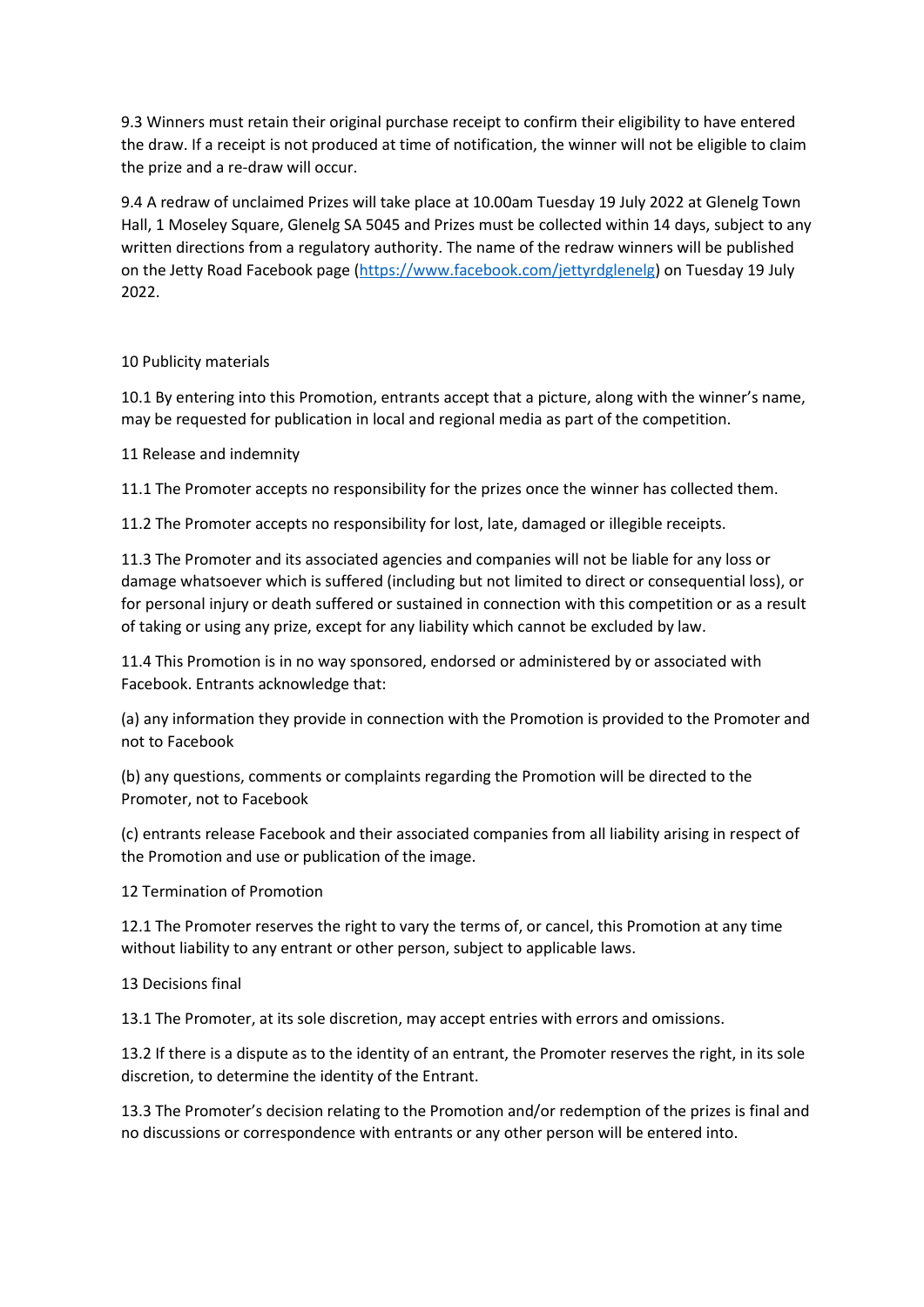9.3 Winners must retain their original purchase receipt to confirm their eligibility to have entered the draw. If a receipt is not produced at time of notification, the winner will not be eligible to claim the prize and a re-draw will occur.

9.4 A redraw of unclaimed Prizes will take place at 10.00am Tuesday 19 July 2022 at Glenelg Town Hall, 1 Moseley Square, Glenelg SA 5045 and Prizes must be collected within 14 days, subject to any written directions from a regulatory authority. The name of the redraw winners will be published on the Jetty Road Facebook page (https://www.facebook.com/jettyrdglenelg) on Tuesday 19 July 2022.

10 Publicity materials

10.1 By entering into this Promotion, entrants accept that a picture, along with the winner's name, may be requested for publication in local and regional media as part of the competition.

11 Release and indemnity

11.1 The Promoter accepts no responsibility for the prizes once the winner has collected them.

11.2 The Promoter accepts no responsibility for lost, late, damaged or illegible receipts.

11.3 The Promoter and its associated agencies and companies will not be liable for any loss or damage whatsoever which is suffered (including but not limited to direct or consequential loss), or for personal injury or death suffered or sustained in connection with this competition or as a result of taking or using any prize, except for any liability which cannot be excluded by law.

11.4 This Promotion is in no way sponsored, endorsed or administered by or associated with Facebook. Entrants acknowledge that:

(a) any information they provide in connection with the Promotion is provided to the Promoter and not to Facebook

(b) any questions, comments or complaints regarding the Promotion will be directed to the Promoter, not to Facebook

(c) entrants release Facebook and their associated companies from all liability arising in respect of the Promotion and use or publication of the image.

12 Termination of Promotion

12.1 The Promoter reserves the right to vary the terms of, or cancel, this Promotion at any time without liability to any entrant or other person, subject to applicable laws.

13 Decisions final

13.1 The Promoter, at its sole discretion, may accept entries with errors and omissions.

13.2 If there is a dispute as to the identity of an entrant, the Promoter reserves the right, in its sole discretion, to determine the identity of the Entrant.

13.3 The Promoter's decision relating to the Promotion and/or redemption of the prizes is final and no discussions or correspondence with entrants or any other person will be entered into.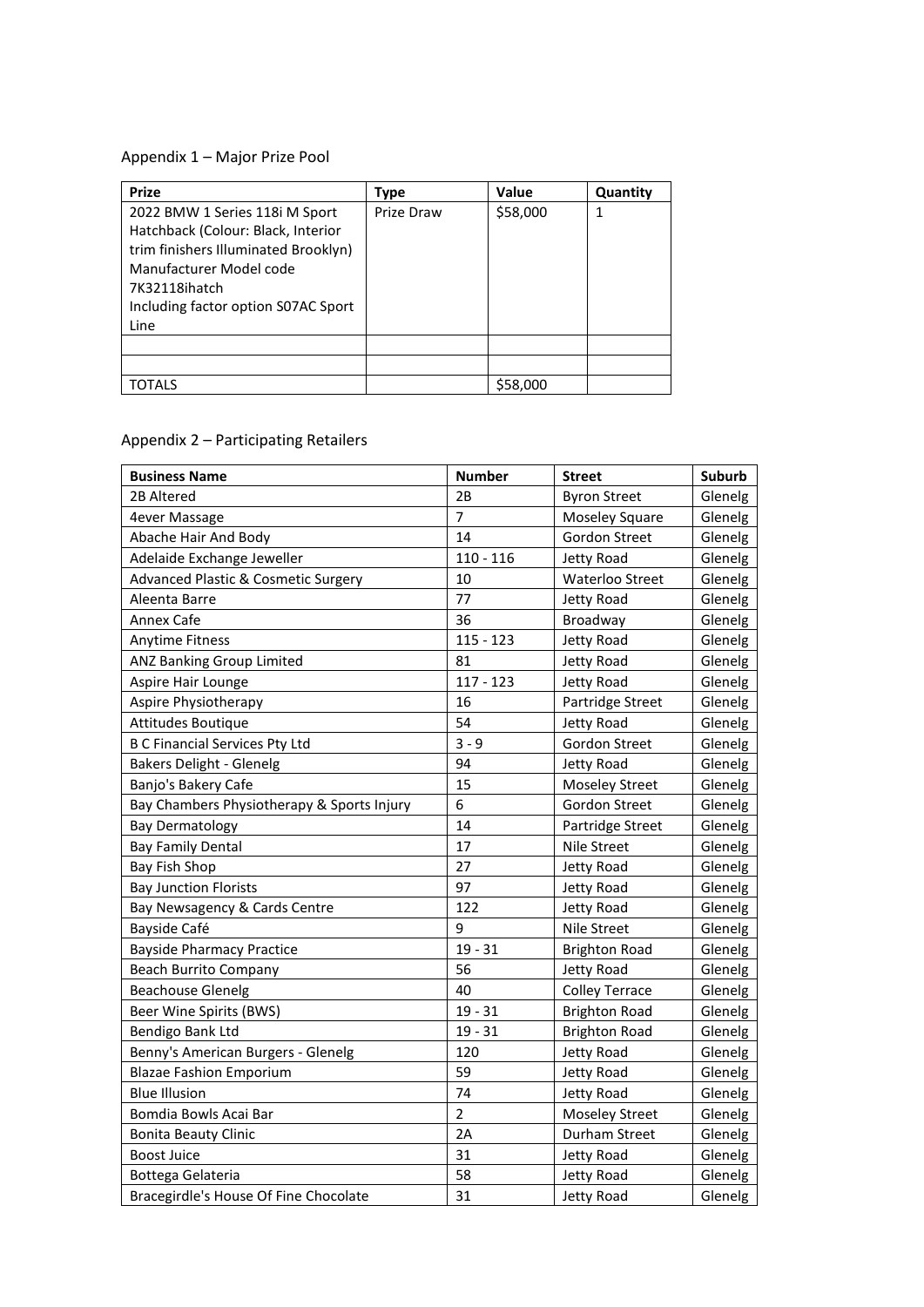Appendix 1 – Major Prize Pool

| Prize | Type | Value | Quantity |
|---|---|---|---|
| 2022 BMW 1 Series 118i M Sport Hatchback (Colour: Black, Interior trim finishers Illuminated Brooklyn) Manufacturer Model code 7K32118ihatch Including factor option S07AC Sport Line | Prize Draw | $58,000 | 1 |
| | | | |
| | | | |
| TOTALS | | $58,000 | |

Appendix 2 – Participating Retailers

| Business Name | Number | Street | Suburb |
|---|---|---|---|
| 2B Altered | 2B | Byron Street | Glenelg |
| 4ever Massage | 7 | Moseley Square | Glenelg |
| Abache Hair And Body | 14 | Gordon Street | Glenelg |
| Adelaide Exchange Jeweller | 110 - 116 | Jetty Road | Glenelg |
| Advanced Plastic & Cosmetic Surgery | 10 | Waterloo Street | Glenelg |
| Aleenta Barre | 77 | Jetty Road | Glenelg |
| Annex Cafe | 36 | Broadway | Glenelg |
| Anytime Fitness | 115 - 123 | Jetty Road | Glenelg |
| ANZ Banking Group Limited | 81 | Jetty Road | Glenelg |
| Aspire Hair Lounge | 117 - 123 | Jetty Road | Glenelg |
| Aspire Physiotherapy | 16 | Partridge Street | Glenelg |
| Attitudes Boutique | 54 | Jetty Road | Glenelg |
| B C Financial Services Pty Ltd | 3 - 9 | Gordon Street | Glenelg |
| Bakers Delight - Glenelg | 94 | Jetty Road | Glenelg |
| Banjo's Bakery Cafe | 15 | Moseley Street | Glenelg |
| Bay Chambers Physiotherapy & Sports Injury | 6 | Gordon Street | Glenelg |
| Bay Dermatology | 14 | Partridge Street | Glenelg |
| Bay Family Dental | 17 | Nile Street | Glenelg |
| Bay Fish Shop | 27 | Jetty Road | Glenelg |
| Bay Junction Florists | 97 | Jetty Road | Glenelg |
| Bay Newsagency & Cards Centre | 122 | Jetty Road | Glenelg |
| Bayside Café | 9 | Nile Street | Glenelg |
| Bayside Pharmacy Practice | 19 - 31 | Brighton Road | Glenelg |
| Beach Burrito Company | 56 | Jetty Road | Glenelg |
| Beachouse Glenelg | 40 | Colley Terrace | Glenelg |
| Beer Wine Spirits (BWS) | 19 - 31 | Brighton Road | Glenelg |
| Bendigo Bank Ltd | 19 - 31 | Brighton Road | Glenelg |
| Benny's American Burgers - Glenelg | 120 | Jetty Road | Glenelg |
| Blazae Fashion Emporium | 59 | Jetty Road | Glenelg |
| Blue Illusion | 74 | Jetty Road | Glenelg |
| Bomdia Bowls Acai Bar | 2 | Moseley Street | Glenelg |
| Bonita Beauty Clinic | 2A | Durham Street | Glenelg |
| Boost Juice | 31 | Jetty Road | Glenelg |
| Bottega Gelateria | 58 | Jetty Road | Glenelg |
| Bracegirdle's House Of Fine Chocolate | 31 | Jetty Road | Glenelg |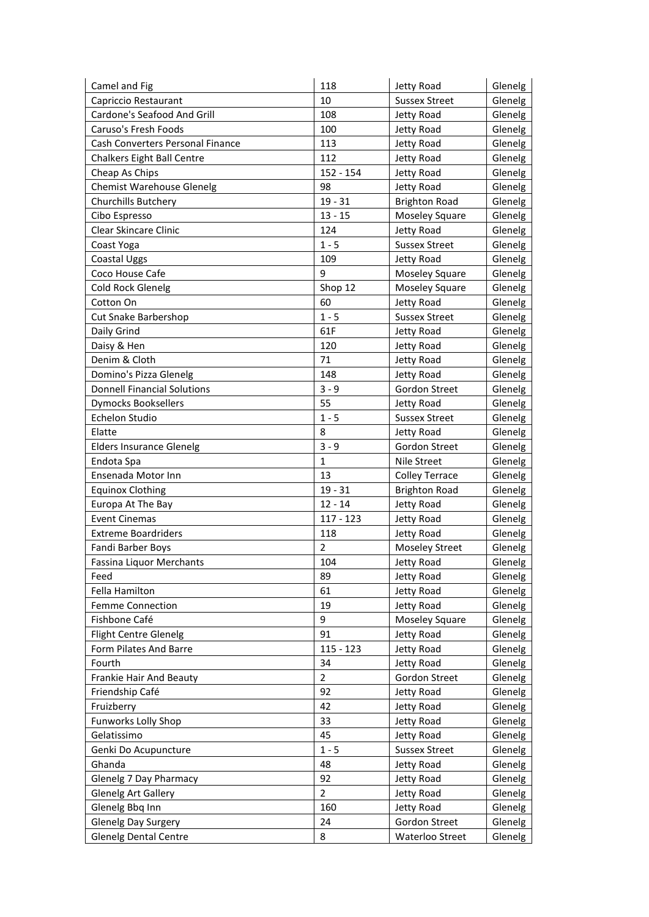| Camel and Fig | 118 | Jetty Road | Glenelg |
|---|---|---|---|
| Capriccio Restaurant | 10 | Sussex Street | Glenelg |
| Cardone's Seafood And Grill | 108 | Jetty Road | Glenelg |
| Caruso's Fresh Foods | 100 | Jetty Road | Glenelg |
| Cash Converters Personal Finance | 113 | Jetty Road | Glenelg |
| Chalkers Eight Ball Centre | 112 | Jetty Road | Glenelg |
| Cheap As Chips | 152 - 154 | Jetty Road | Glenelg |
| Chemist Warehouse Glenelg | 98 | Jetty Road | Glenelg |
| Churchills Butchery | 19 - 31 | Brighton Road | Glenelg |
| Cibo Espresso | 13 - 15 | Moseley Square | Glenelg |
| Clear Skincare Clinic | 124 | Jetty Road | Glenelg |
| Coast Yoga | 1 - 5 | Sussex Street | Glenelg |
| Coastal Uggs | 109 | Jetty Road | Glenelg |
| Coco House Cafe | 9 | Moseley Square | Glenelg |
| Cold Rock Glenelg | Shop 12 | Moseley Square | Glenelg |
| Cotton On | 60 | Jetty Road | Glenelg |
| Cut Snake Barbershop | 1 - 5 | Sussex Street | Glenelg |
| Daily Grind | 61F | Jetty Road | Glenelg |
| Daisy & Hen | 120 | Jetty Road | Glenelg |
| Denim & Cloth | 71 | Jetty Road | Glenelg |
| Domino's Pizza Glenelg | 148 | Jetty Road | Glenelg |
| Donnell Financial Solutions | 3 - 9 | Gordon Street | Glenelg |
| Dymocks Booksellers | 55 | Jetty Road | Glenelg |
| Echelon Studio | 1 - 5 | Sussex Street | Glenelg |
| Elatte | 8 | Jetty Road | Glenelg |
| Elders Insurance Glenelg | 3 - 9 | Gordon Street | Glenelg |
| Endota Spa | 1 | Nile Street | Glenelg |
| Ensenada Motor Inn | 13 | Colley Terrace | Glenelg |
| Equinox Clothing | 19 - 31 | Brighton Road | Glenelg |
| Europa At The Bay | 12 - 14 | Jetty Road | Glenelg |
| Event Cinemas | 117 - 123 | Jetty Road | Glenelg |
| Extreme Boardriders | 118 | Jetty Road | Glenelg |
| Fandi Barber Boys | 2 | Moseley Street | Glenelg |
| Fassina Liquor Merchants | 104 | Jetty Road | Glenelg |
| Feed | 89 | Jetty Road | Glenelg |
| Fella Hamilton | 61 | Jetty Road | Glenelg |
| Femme Connection | 19 | Jetty Road | Glenelg |
| Fishbone Café | 9 | Moseley Square | Glenelg |
| Flight Centre Glenelg | 91 | Jetty Road | Glenelg |
| Form Pilates And Barre | 115 - 123 | Jetty Road | Glenelg |
| Fourth | 34 | Jetty Road | Glenelg |
| Frankie Hair And Beauty | 2 | Gordon Street | Glenelg |
| Friendship Café | 92 | Jetty Road | Glenelg |
| Fruizberry | 42 | Jetty Road | Glenelg |
| Funworks Lolly Shop | 33 | Jetty Road | Glenelg |
| Gelatissimo | 45 | Jetty Road | Glenelg |
| Genki Do Acupuncture | 1 - 5 | Sussex Street | Glenelg |
| Ghanda | 48 | Jetty Road | Glenelg |
| Glenelg 7 Day Pharmacy | 92 | Jetty Road | Glenelg |
| Glenelg Art Gallery | 2 | Jetty Road | Glenelg |
| Glenelg Bbq Inn | 160 | Jetty Road | Glenelg |
| Glenelg Day Surgery | 24 | Gordon Street | Glenelg |
| Glenelg Dental Centre | 8 | Waterloo Street | Glenelg |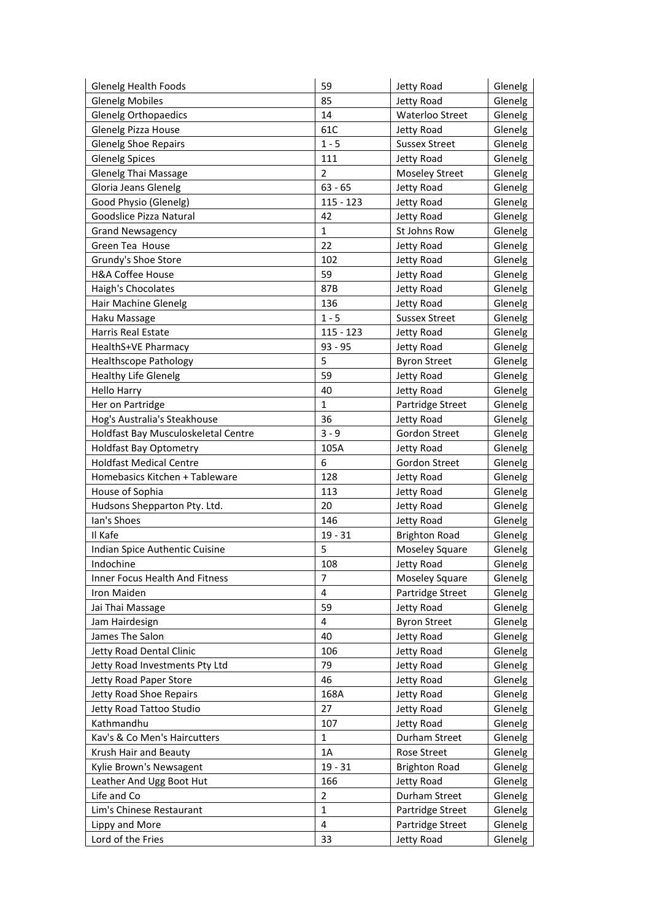| Glenelg Health Foods | 59 | Jetty Road | Glenelg |
|---|---|---|---|
| Glenelg Mobiles | 85 | Jetty Road | Glenelg |
| Glenelg Orthopaedics | 14 | Waterloo Street | Glenelg |
| Glenelg Pizza House | 61C | Jetty Road | Glenelg |
| Glenelg Shoe Repairs | 1 - 5 | Sussex Street | Glenelg |
| Glenelg Spices | 111 | Jetty Road | Glenelg |
| Glenelg Thai Massage | 2 | Moseley Street | Glenelg |
| Gloria Jeans Glenelg | 63 - 65 | Jetty Road | Glenelg |
| Good Physio (Glenelg) | 115 - 123 | Jetty Road | Glenelg |
| Goodslice Pizza Natural | 42 | Jetty Road | Glenelg |
| Grand Newsagency | 1 | St Johns Row | Glenelg |
| Green Tea House | 22 | Jetty Road | Glenelg |
| Grundy's Shoe Store | 102 | Jetty Road | Glenelg |
| H&A Coffee House | 59 | Jetty Road | Glenelg |
| Haigh's Chocolates | 87B | Jetty Road | Glenelg |
| Hair Machine Glenelg | 136 | Jetty Road | Glenelg |
| Haku Massage | 1 - 5 | Sussex Street | Glenelg |
| Harris Real Estate | 115 - 123 | Jetty Road | Glenelg |
| HealthS+VE Pharmacy | 93 - 95 | Jetty Road | Glenelg |
| Healthscope Pathology | 5 | Byron Street | Glenelg |
| Healthy Life Glenelg | 59 | Jetty Road | Glenelg |
| Hello Harry | 40 | Jetty Road | Glenelg |
| Her on Partridge | 1 | Partridge Street | Glenelg |
| Hog's Australia's Steakhouse | 36 | Jetty Road | Glenelg |
| Holdfast Bay Musculoskeletal Centre | 3 - 9 | Gordon Street | Glenelg |
| Holdfast Bay Optometry | 105A | Jetty Road | Glenelg |
| Holdfast Medical Centre | 6 | Gordon Street | Glenelg |
| Homebasics Kitchen + Tableware | 128 | Jetty Road | Glenelg |
| House of Sophia | 113 | Jetty Road | Glenelg |
| Hudsons Shepparton Pty. Ltd. | 20 | Jetty Road | Glenelg |
| Ian's Shoes | 146 | Jetty Road | Glenelg |
| Il Kafe | 19 - 31 | Brighton Road | Glenelg |
| Indian Spice Authentic Cuisine | 5 | Moseley Square | Glenelg |
| Indochine | 108 | Jetty Road | Glenelg |
| Inner Focus Health And Fitness | 7 | Moseley Square | Glenelg |
| Iron Maiden | 4 | Partridge Street | Glenelg |
| Jai Thai Massage | 59 | Jetty Road | Glenelg |
| Jam Hairdesign | 4 | Byron Street | Glenelg |
| James The Salon | 40 | Jetty Road | Glenelg |
| Jetty Road Dental Clinic | 106 | Jetty Road | Glenelg |
| Jetty Road Investments Pty Ltd | 79 | Jetty Road | Glenelg |
| Jetty Road Paper Store | 46 | Jetty Road | Glenelg |
| Jetty Road Shoe Repairs | 168A | Jetty Road | Glenelg |
| Jetty Road Tattoo Studio | 27 | Jetty Road | Glenelg |
| Kathmandhu | 107 | Jetty Road | Glenelg |
| Kav's & Co Men's Haircutters | 1 | Durham Street | Glenelg |
| Krush Hair and Beauty | 1A | Rose Street | Glenelg |
| Kylie Brown's Newsagent | 19 - 31 | Brighton Road | Glenelg |
| Leather And Ugg Boot Hut | 166 | Jetty Road | Glenelg |
| Life and Co | 2 | Durham Street | Glenelg |
| Lim's Chinese Restaurant | 1 | Partridge Street | Glenelg |
| Lippy and More | 4 | Partridge Street | Glenelg |
| Lord of the Fries | 33 | Jetty Road | Glenelg |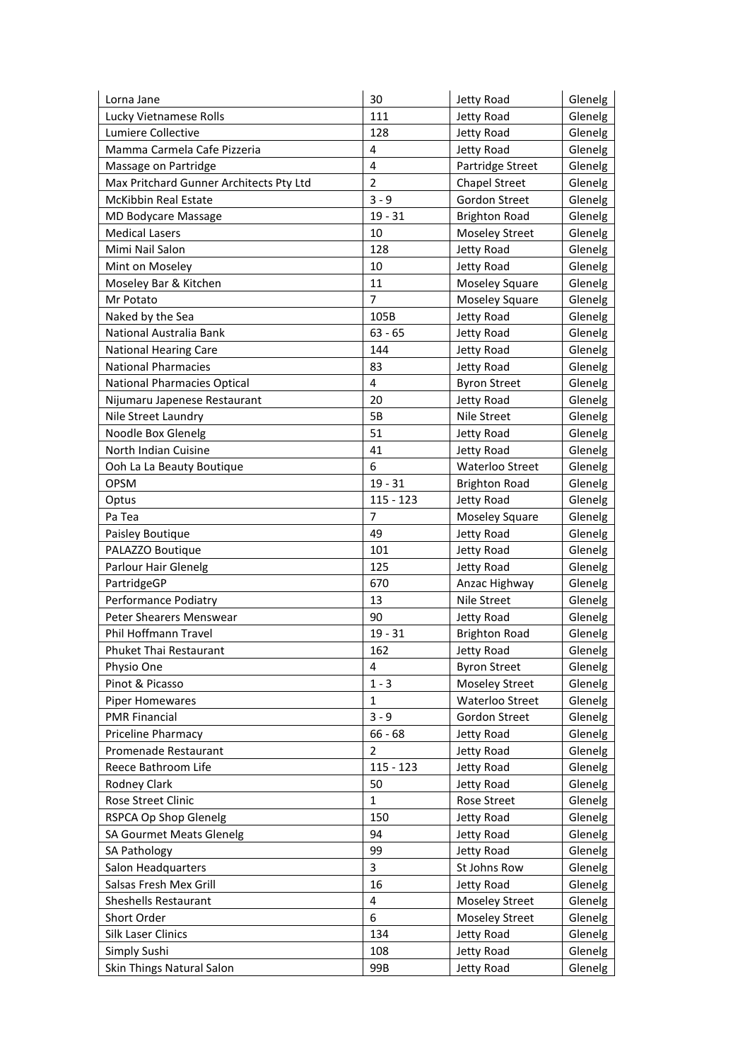| Lorna Jane | 30 | Jetty Road | Glenelg |
|---|---|---|---|
| Lucky Vietnamese Rolls | 111 | Jetty Road | Glenelg |
| Lumiere Collective | 128 | Jetty Road | Glenelg |
| Mamma Carmela Cafe Pizzeria | 4 | Jetty Road | Glenelg |
| Massage on Partridge | 4 | Partridge Street | Glenelg |
| Max Pritchard Gunner Architects Pty Ltd | 2 | Chapel Street | Glenelg |
| McKibbin Real Estate | 3 - 9 | Gordon Street | Glenelg |
| MD Bodycare Massage | 19 - 31 | Brighton Road | Glenelg |
| Medical Lasers | 10 | Moseley Street | Glenelg |
| Mimi Nail Salon | 128 | Jetty Road | Glenelg |
| Mint on Moseley | 10 | Jetty Road | Glenelg |
| Moseley Bar & Kitchen | 11 | Moseley Square | Glenelg |
| Mr Potato | 7 | Moseley Square | Glenelg |
| Naked by the Sea | 105B | Jetty Road | Glenelg |
| National Australia Bank | 63 - 65 | Jetty Road | Glenelg |
| National Hearing Care | 144 | Jetty Road | Glenelg |
| National Pharmacies | 83 | Jetty Road | Glenelg |
| National Pharmacies Optical | 4 | Byron Street | Glenelg |
| Nijumaru Japenese Restaurant | 20 | Jetty Road | Glenelg |
| Nile Street Laundry | 5B | Nile Street | Glenelg |
| Noodle Box Glenelg | 51 | Jetty Road | Glenelg |
| North Indian Cuisine | 41 | Jetty Road | Glenelg |
| Ooh La La Beauty Boutique | 6 | Waterloo Street | Glenelg |
| OPSM | 19 - 31 | Brighton Road | Glenelg |
| Optus | 115 - 123 | Jetty Road | Glenelg |
| Pa Tea | 7 | Moseley Square | Glenelg |
| Paisley Boutique | 49 | Jetty Road | Glenelg |
| PALAZZO Boutique | 101 | Jetty Road | Glenelg |
| Parlour Hair Glenelg | 125 | Jetty Road | Glenelg |
| PartridgeGP | 670 | Anzac Highway | Glenelg |
| Performance Podiatry | 13 | Nile Street | Glenelg |
| Peter Shearers Menswear | 90 | Jetty Road | Glenelg |
| Phil Hoffmann Travel | 19 - 31 | Brighton Road | Glenelg |
| Phuket Thai Restaurant | 162 | Jetty Road | Glenelg |
| Physio One | 4 | Byron Street | Glenelg |
| Pinot & Picasso | 1 - 3 | Moseley Street | Glenelg |
| Piper Homewares | 1 | Waterloo Street | Glenelg |
| PMR Financial | 3 - 9 | Gordon Street | Glenelg |
| Priceline Pharmacy | 66 - 68 | Jetty Road | Glenelg |
| Promenade Restaurant | 2 | Jetty Road | Glenelg |
| Reece Bathroom Life | 115 - 123 | Jetty Road | Glenelg |
| Rodney Clark | 50 | Jetty Road | Glenelg |
| Rose Street Clinic | 1 | Rose Street | Glenelg |
| RSPCA Op Shop Glenelg | 150 | Jetty Road | Glenelg |
| SA Gourmet Meats Glenelg | 94 | Jetty Road | Glenelg |
| SA Pathology | 99 | Jetty Road | Glenelg |
| Salon Headquarters | 3 | St Johns Row | Glenelg |
| Salsas Fresh Mex Grill | 16 | Jetty Road | Glenelg |
| Sheshells Restaurant | 4 | Moseley Street | Glenelg |
| Short Order | 6 | Moseley Street | Glenelg |
| Silk Laser Clinics | 134 | Jetty Road | Glenelg |
| Simply Sushi | 108 | Jetty Road | Glenelg |
| Skin Things Natural Salon | 99B | Jetty Road | Glenelg |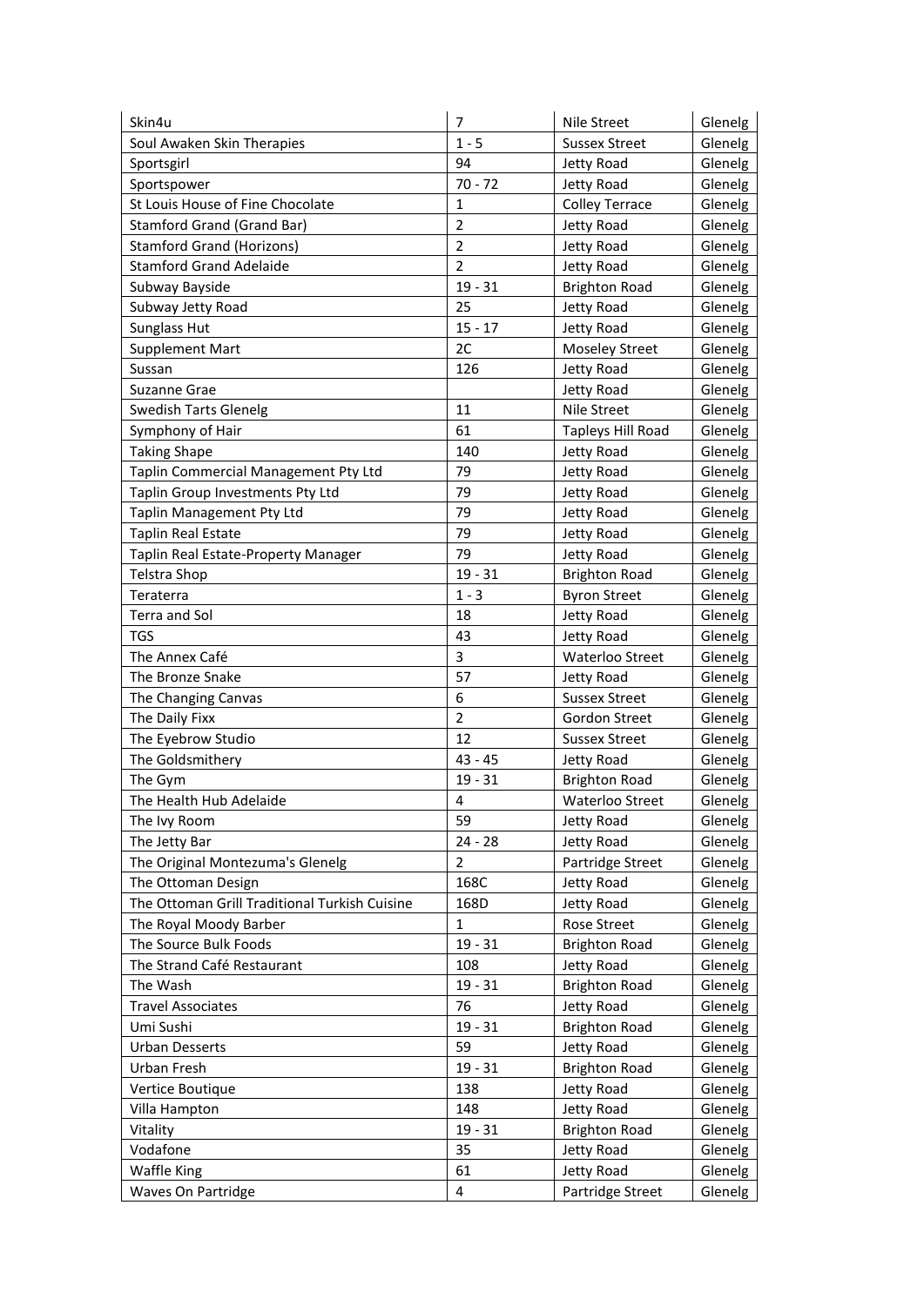| Skin4u | 7 | Nile Street | Glenelg |
|---|---|---|---|
| Soul Awaken Skin Therapies | 1 - 5 | Sussex Street | Glenelg |
| Sportsgirl | 94 | Jetty Road | Glenelg |
| Sportspower | 70 - 72 | Jetty Road | Glenelg |
| St Louis House of Fine Chocolate | 1 | Colley Terrace | Glenelg |
| Stamford Grand (Grand Bar) | 2 | Jetty Road | Glenelg |
| Stamford Grand (Horizons) | 2 | Jetty Road | Glenelg |
| Stamford Grand Adelaide | 2 | Jetty Road | Glenelg |
| Subway Bayside | 19 - 31 | Brighton Road | Glenelg |
| Subway Jetty Road | 25 | Jetty Road | Glenelg |
| Sunglass Hut | 15 - 17 | Jetty Road | Glenelg |
| Supplement Mart | 2C | Moseley Street | Glenelg |
| Sussan | 126 | Jetty Road | Glenelg |
| Suzanne Grae | | Jetty Road | Glenelg |
| Swedish Tarts Glenelg | 11 | Nile Street | Glenelg |
| Symphony of Hair | 61 | Tapleys Hill Road | Glenelg |
| Taking Shape | 140 | Jetty Road | Glenelg |
| Taplin Commercial Management Pty Ltd | 79 | Jetty Road | Glenelg |
| Taplin Group Investments Pty Ltd | 79 | Jetty Road | Glenelg |
| Taplin Management Pty Ltd | 79 | Jetty Road | Glenelg |
| Taplin Real Estate | 79 | Jetty Road | Glenelg |
| Taplin Real Estate-Property Manager | 79 | Jetty Road | Glenelg |
| Telstra Shop | 19 - 31 | Brighton Road | Glenelg |
| Teraterra | 1 - 3 | Byron Street | Glenelg |
| Terra and Sol | 18 | Jetty Road | Glenelg |
| TGS | 43 | Jetty Road | Glenelg |
| The Annex Café | 3 | Waterloo Street | Glenelg |
| The Bronze Snake | 57 | Jetty Road | Glenelg |
| The Changing Canvas | 6 | Sussex Street | Glenelg |
| The Daily Fixx | 2 | Gordon Street | Glenelg |
| The Eyebrow Studio | 12 | Sussex Street | Glenelg |
| The Goldsmithery | 43 - 45 | Jetty Road | Glenelg |
| The Gym | 19 - 31 | Brighton Road | Glenelg |
| The Health Hub Adelaide | 4 | Waterloo Street | Glenelg |
| The Ivy Room | 59 | Jetty Road | Glenelg |
| The Jetty Bar | 24 - 28 | Jetty Road | Glenelg |
| The Original Montezuma's Glenelg | 2 | Partridge Street | Glenelg |
| The Ottoman Design | 168C | Jetty Road | Glenelg |
| The Ottoman Grill Traditional Turkish Cuisine | 168D | Jetty Road | Glenelg |
| The Royal Moody Barber | 1 | Rose Street | Glenelg |
| The Source Bulk Foods | 19 - 31 | Brighton Road | Glenelg |
| The Strand Café Restaurant | 108 | Jetty Road | Glenelg |
| The Wash | 19 - 31 | Brighton Road | Glenelg |
| Travel Associates | 76 | Jetty Road | Glenelg |
| Umi Sushi | 19 - 31 | Brighton Road | Glenelg |
| Urban Desserts | 59 | Jetty Road | Glenelg |
| Urban Fresh | 19 - 31 | Brighton Road | Glenelg |
| Vertice Boutique | 138 | Jetty Road | Glenelg |
| Villa Hampton | 148 | Jetty Road | Glenelg |
| Vitality | 19 - 31 | Brighton Road | Glenelg |
| Vodafone | 35 | Jetty Road | Glenelg |
| Waffle King | 61 | Jetty Road | Glenelg |
| Waves On Partridge | 4 | Partridge Street | Glenelg |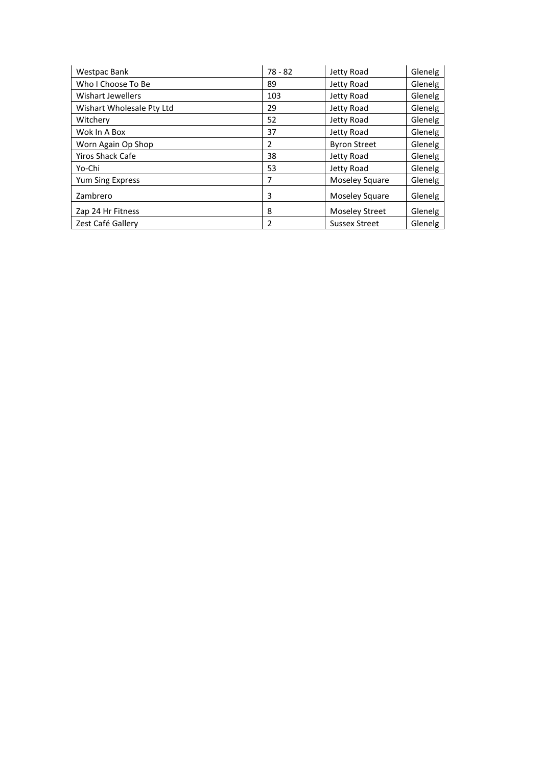| | | | |
|---|---|---|---|
| Westpac Bank | 78 - 82 | Jetty Road | Glenelg |
| Who I Choose To Be | 89 | Jetty Road | Glenelg |
| Wishart Jewellers | 103 | Jetty Road | Glenelg |
| Wishart Wholesale Pty Ltd | 29 | Jetty Road | Glenelg |
| Witchery | 52 | Jetty Road | Glenelg |
| Wok In A Box | 37 | Jetty Road | Glenelg |
| Worn Again Op Shop | 2 | Byron Street | Glenelg |
| Yiros Shack Cafe | 38 | Jetty Road | Glenelg |
| Yo-Chi | 53 | Jetty Road | Glenelg |
| Yum Sing Express | 7 | Moseley Square | Glenelg |
| Zambrero | 3 | Moseley Square | Glenelg |
| Zap 24 Hr Fitness | 8 | Moseley Street | Glenelg |
| Zest Café Gallery | 2 | Sussex Street | Glenelg |